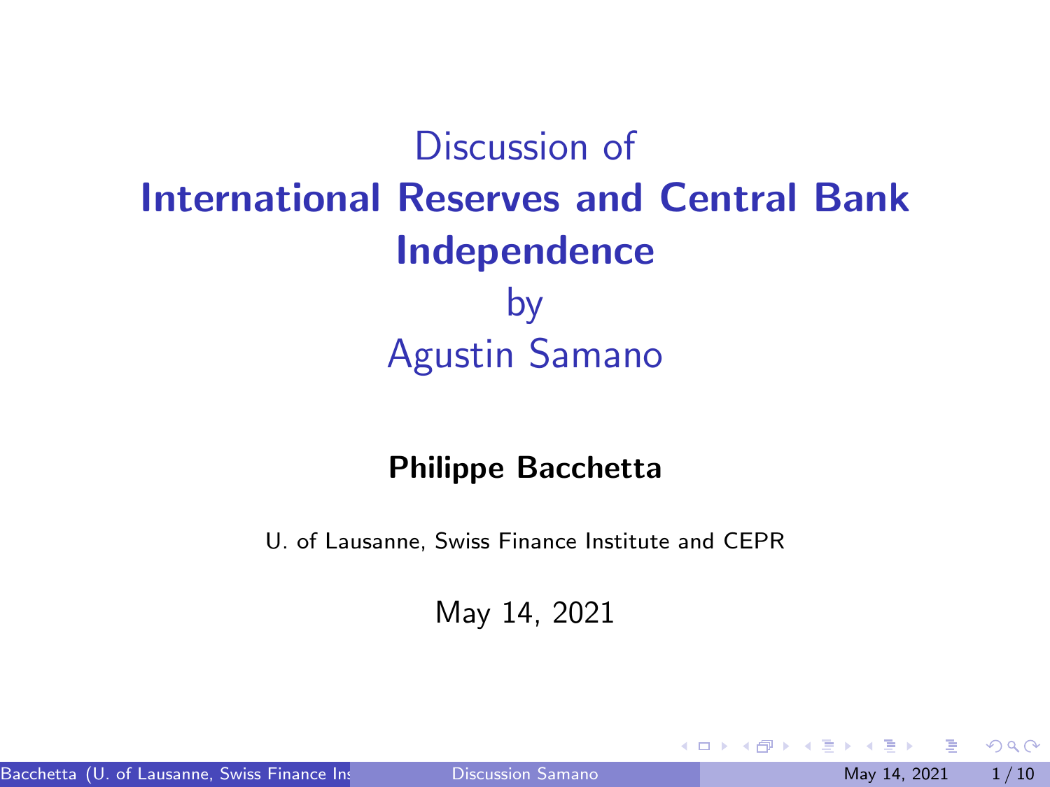# Discussion of **International Reserves and Central Bank Independence** by Agustin Samano

**Philippe Bacchetta**

U. of Lausanne, Swiss Finance Institute and CEPR

May 14, 2021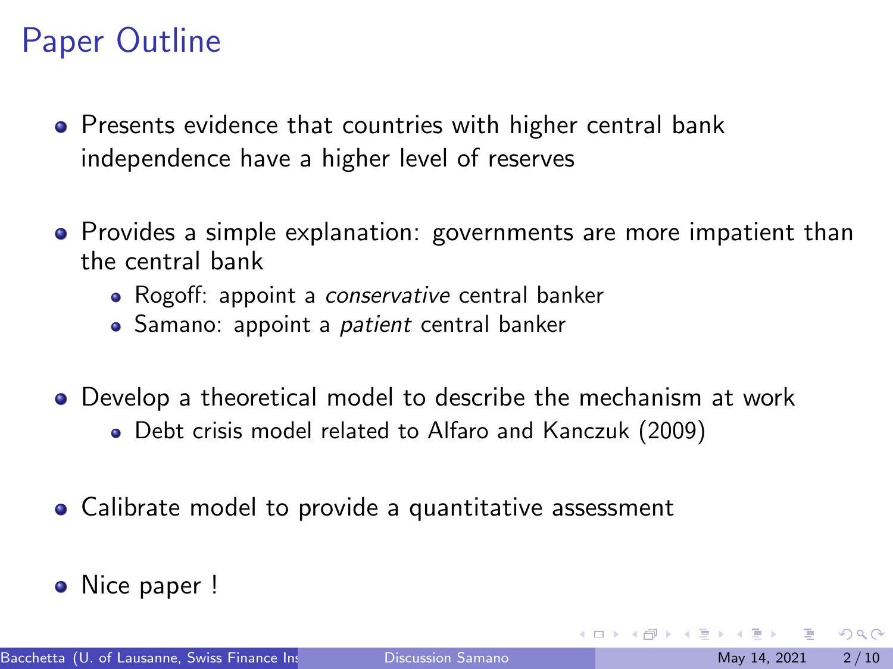# Paper Outline

- Presents evidence that countries with higher central bank independence have a higher level of reserves
- Provides a simple explanation: governments are more impatient than the central bank
  - Rogoff: appoint a *conservative* central banker
  - Samano: appoint a *patient* central banker
- Develop a theoretical model to describe the mechanism at work
  - Debt crisis model related to Alfaro and Kanczuk (2009)
- Calibrate model to provide a quantitative assessment
- Nice paper !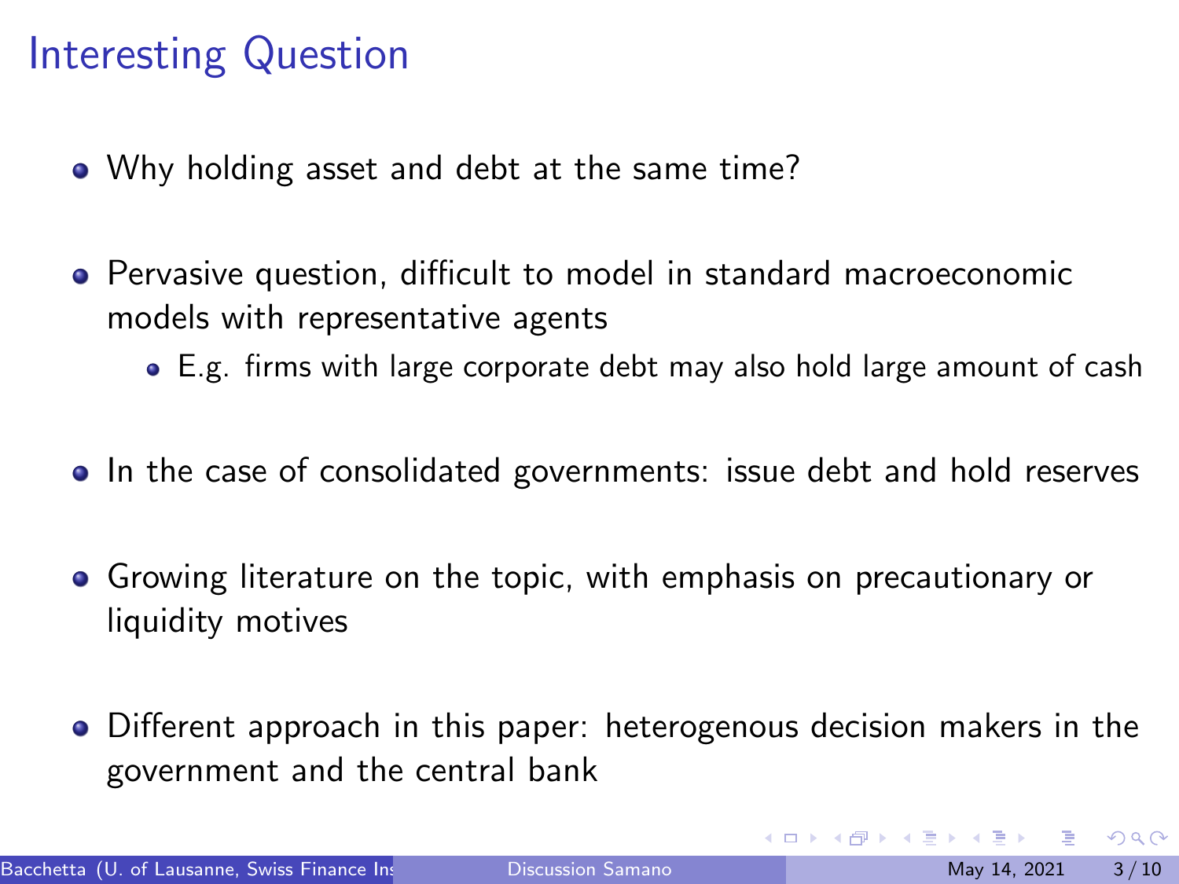# Interesting Question

- Why holding asset and debt at the same time?
- Pervasive question, difficult to model in standard macroeconomic models with representative agents
  - E.g. firms with large corporate debt may also hold large amount of cash
- In the case of consolidated governments: issue debt and hold reserves
- Growing literature on the topic, with emphasis on precautionary or liquidity motives
- Different approach in this paper: heterogenous decision makers in the government and the central bank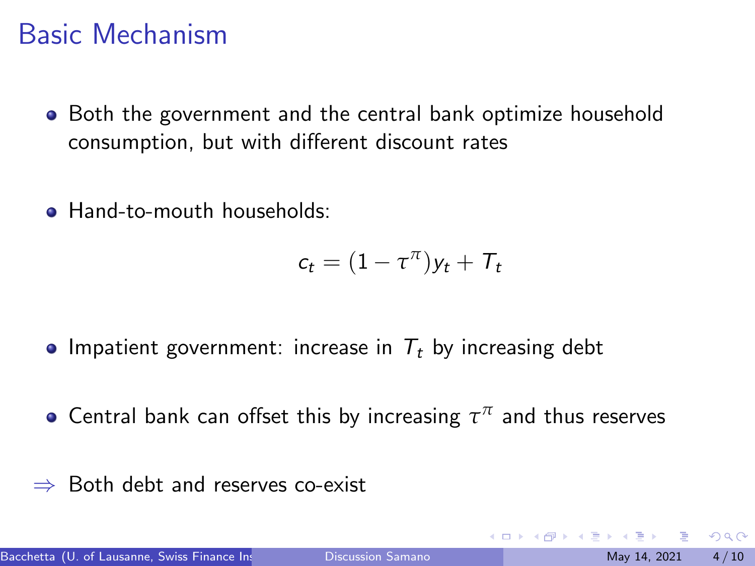# Basic Mechanism

- Both the government and the central bank optimize household consumption, but with different discount rates

- Hand-to-mouth households:

$$c_t = (1 - \tau^{\pi}) y_t + T_t$$

- Impatient government: increase in $T_t$ by increasing debt

- Central bank can offset this by increasing $\tau^{\pi}$ and thus reserves

$\Rightarrow$ Both debt and reserves co-exist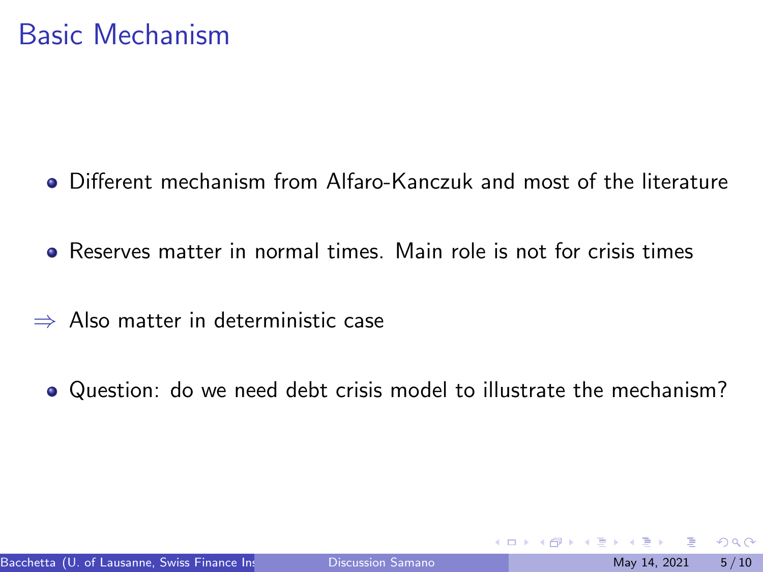# Basic Mechanism

- Different mechanism from Alfaro-Kanczuk and most of the literature
- Reserves matter in normal times. Main role is not for crisis times

$\Rightarrow$ Also matter in deterministic case

- Question: do we need debt crisis model to illustrate the mechanism?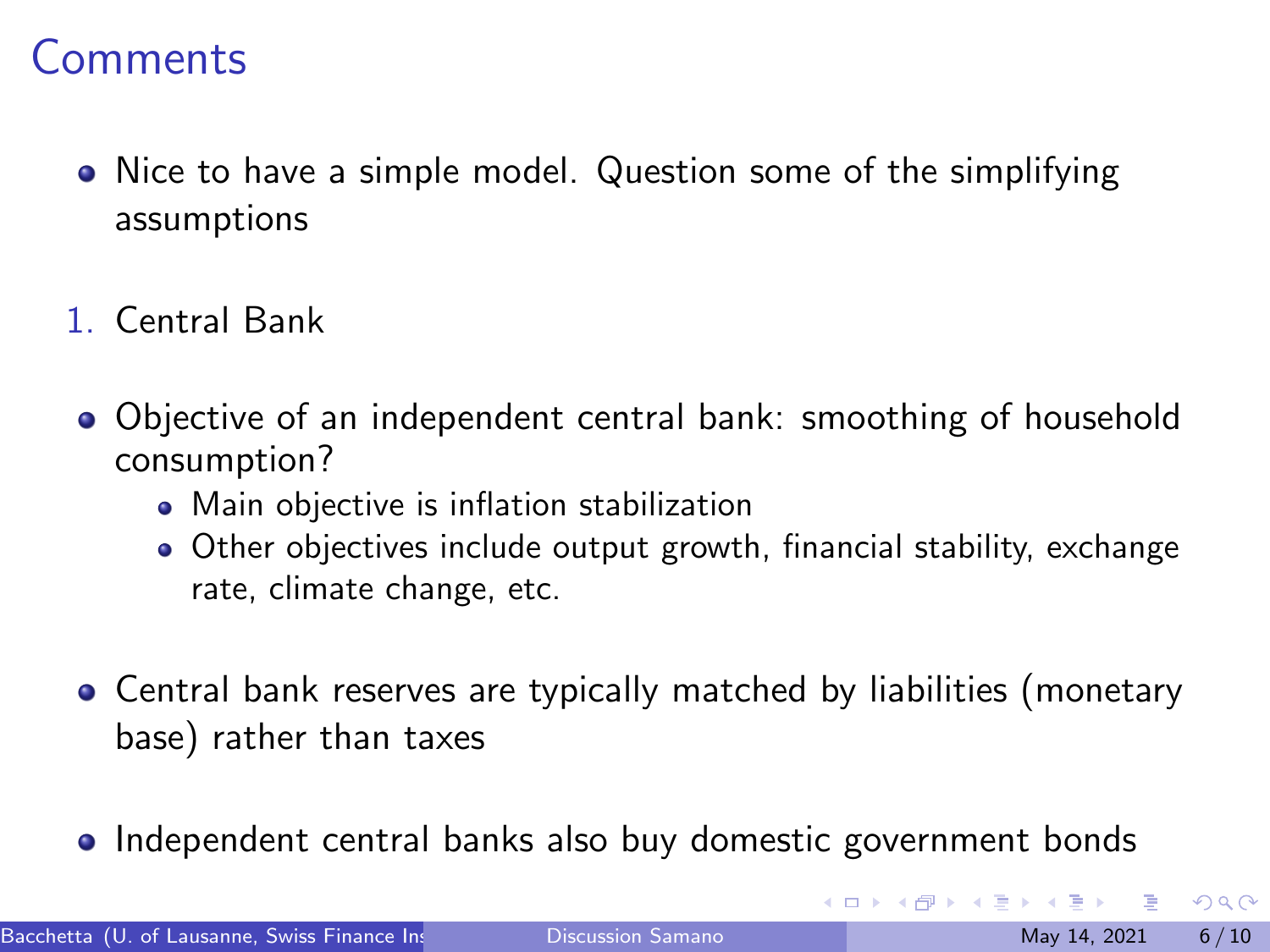# Comments

- Nice to have a simple model. Question some of the simplifying assumptions

1. Central Bank

- Objective of an independent central bank: smoothing of household consumption?
  - Main objective is inflation stabilization
  - Other objectives include output growth, financial stability, exchange rate, climate change, etc.

- Central bank reserves are typically matched by liabilities (monetary base) rather than taxes

- Independent central banks also buy domestic government bonds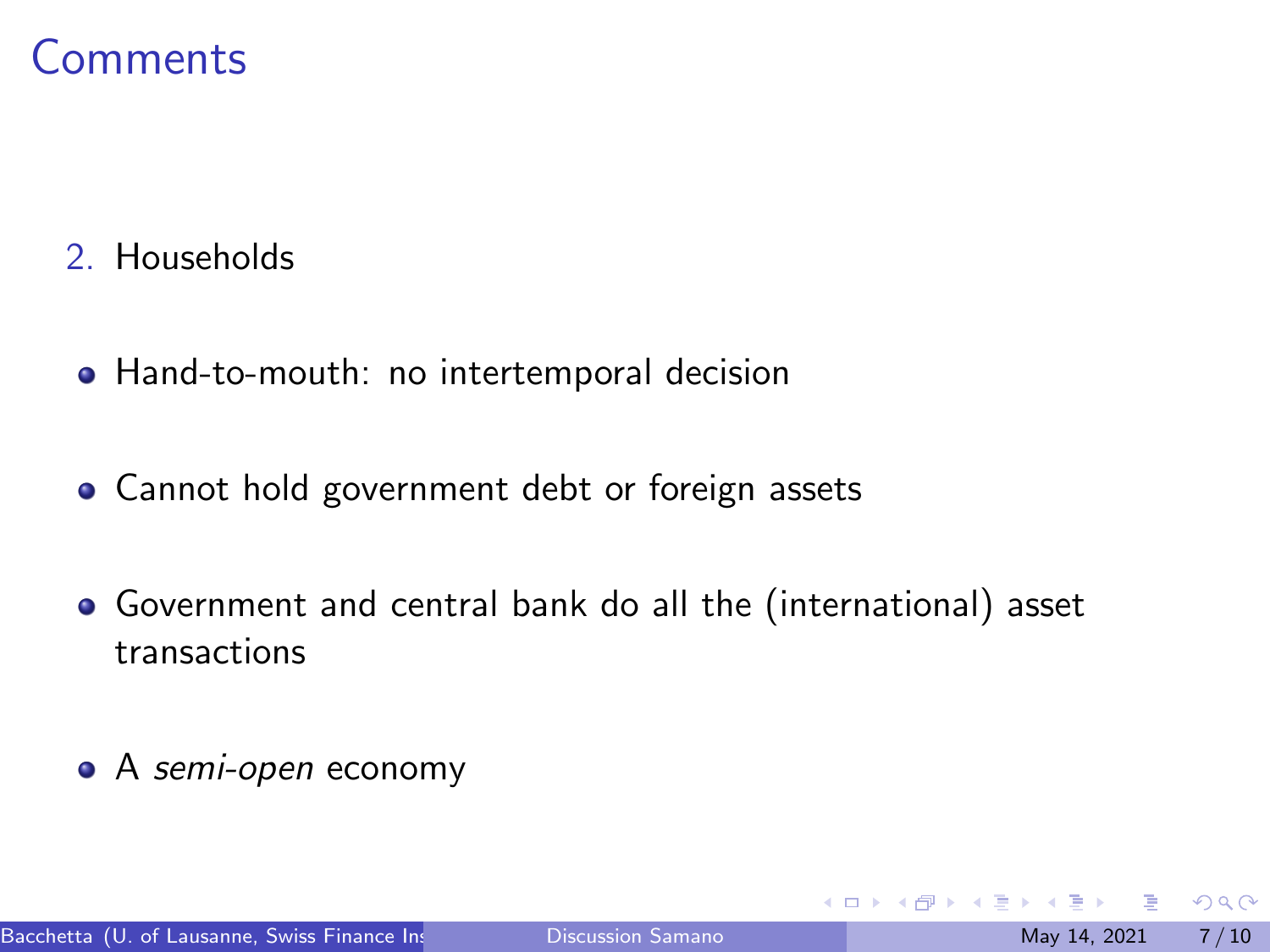# Comments

2. Households

- Hand-to-mouth: no intertemporal decision
- Cannot hold government debt or foreign assets
- Government and central bank do all the (international) asset transactions
- A *semi-open* economy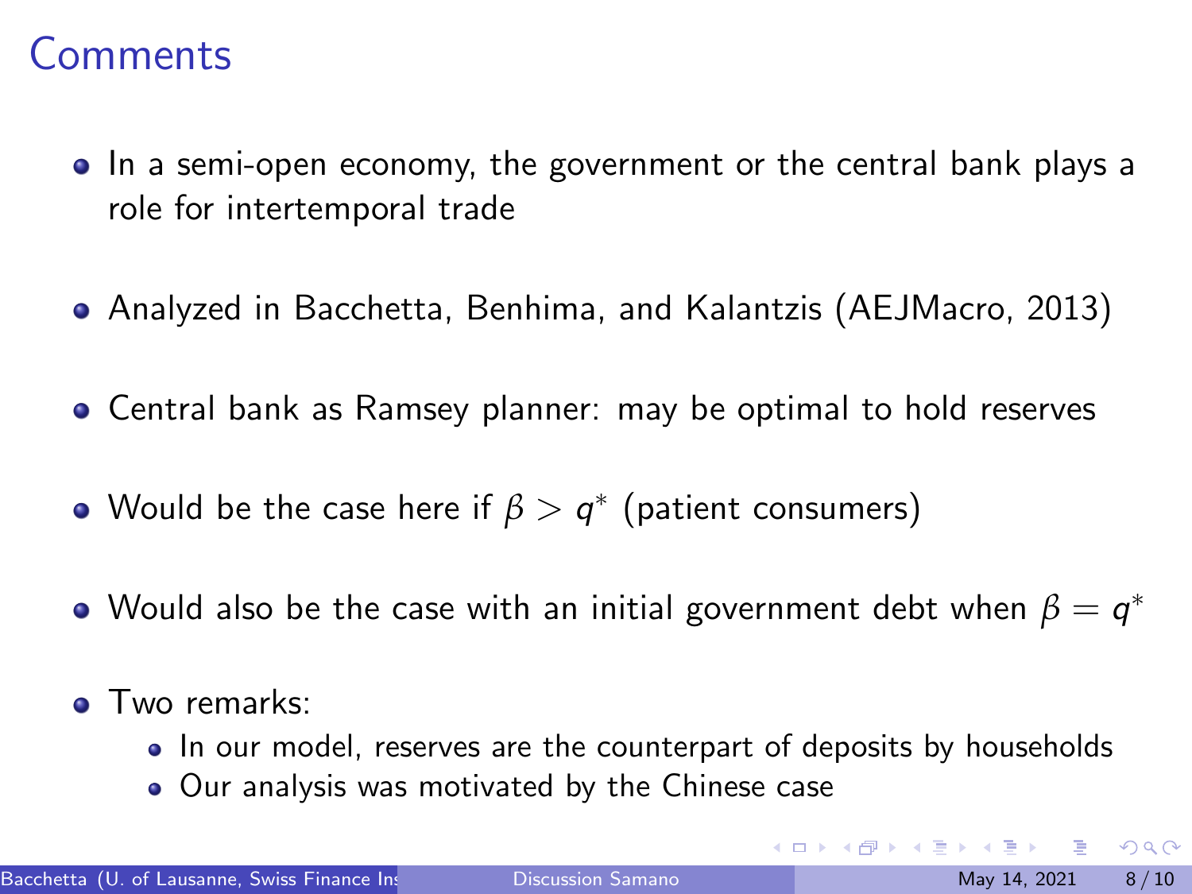# Comments

- In a semi-open economy, the government or the central bank plays a role for intertemporal trade
- Analyzed in Bacchetta, Benhima, and Kalantzis (AEJMacro, 2013)
- Central bank as Ramsey planner: may be optimal to hold reserves
- Would be the case here if $\beta > q^*$ (patient consumers)
- Would also be the case with an initial government debt when $\beta = q^*$
- Two remarks:
  - In our model, reserves are the counterpart of deposits by households
  - Our analysis was motivated by the Chinese case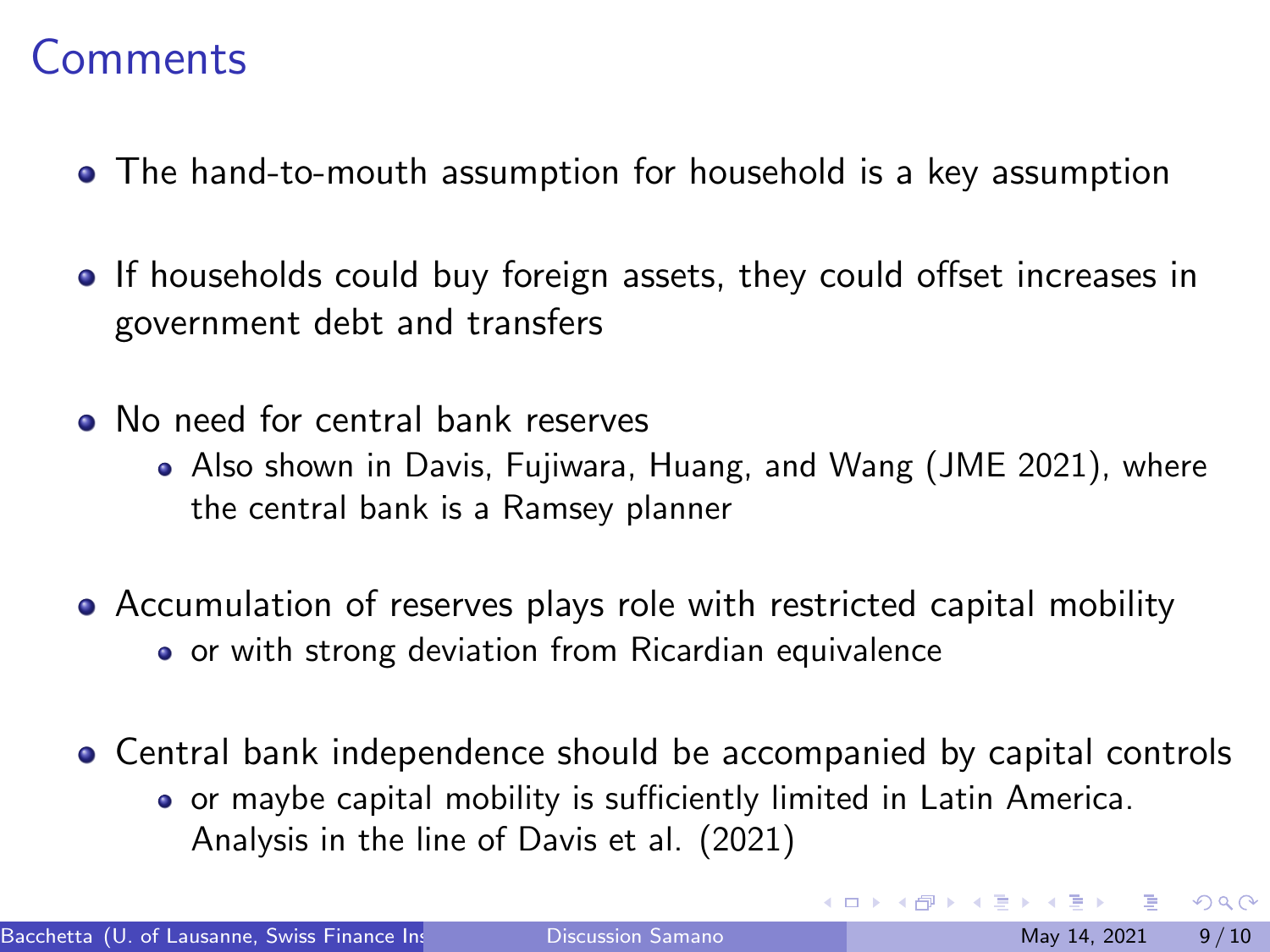# Comments

- The hand-to-mouth assumption for household is a key assumption
- If households could buy foreign assets, they could offset increases in government debt and transfers
- No need for central bank reserves
  - Also shown in Davis, Fujiwara, Huang, and Wang (JME 2021), where the central bank is a Ramsey planner
- Accumulation of reserves plays role with restricted capital mobility
  - or with strong deviation from Ricardian equivalence
- Central bank independence should be accompanied by capital controls
  - or maybe capital mobility is sufficiently limited in Latin America. Analysis in the line of Davis et al. (2021)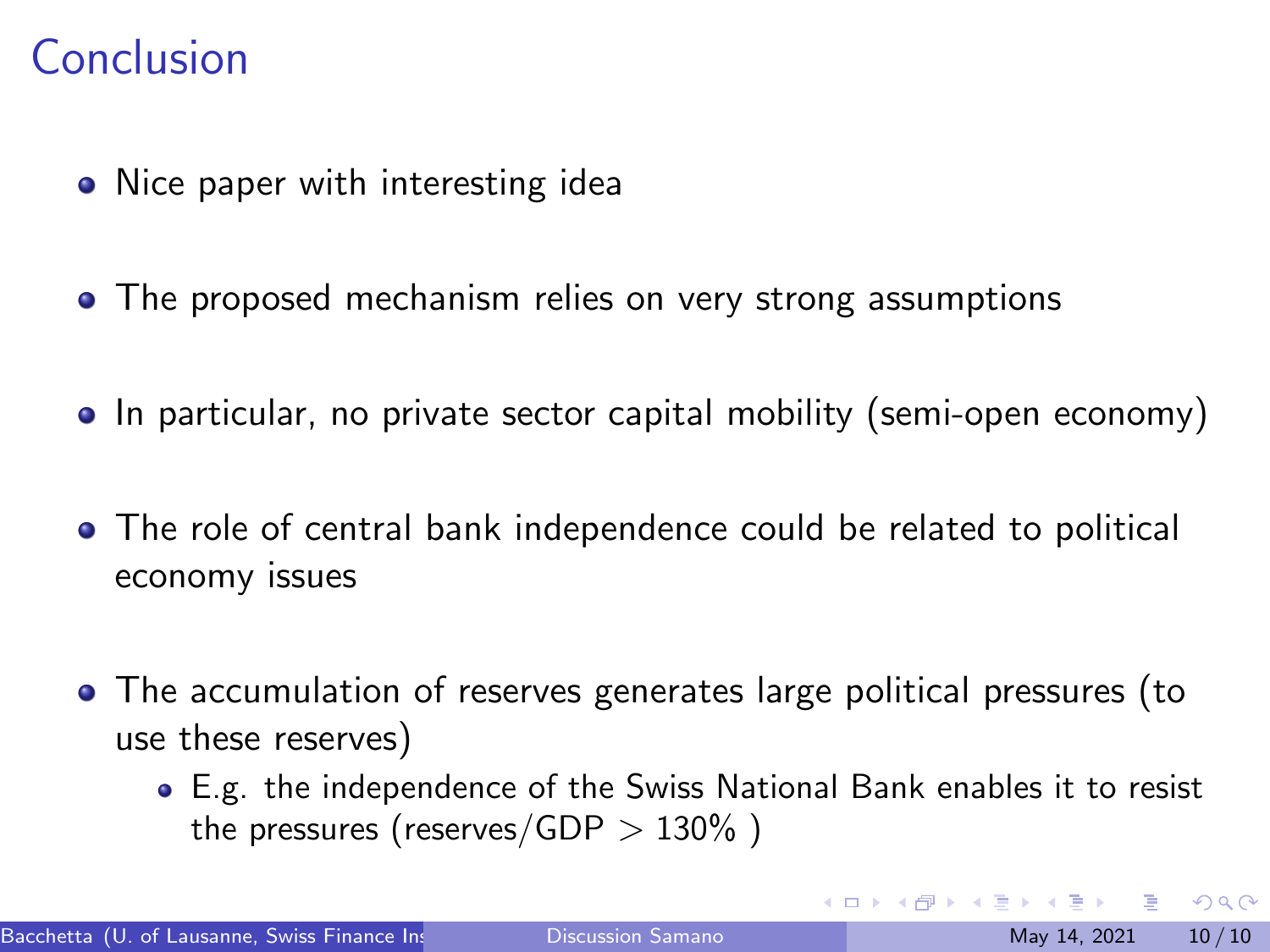# Conclusion

- Nice paper with interesting idea
- The proposed mechanism relies on very strong assumptions
- In particular, no private sector capital mobility (semi-open economy)
- The role of central bank independence could be related to political economy issues
- The accumulation of reserves generates large political pressures (to use these reserves)
  - E.g. the independence of the Swiss National Bank enables it to resist the pressures (reserves/GDP $>$ 130% )